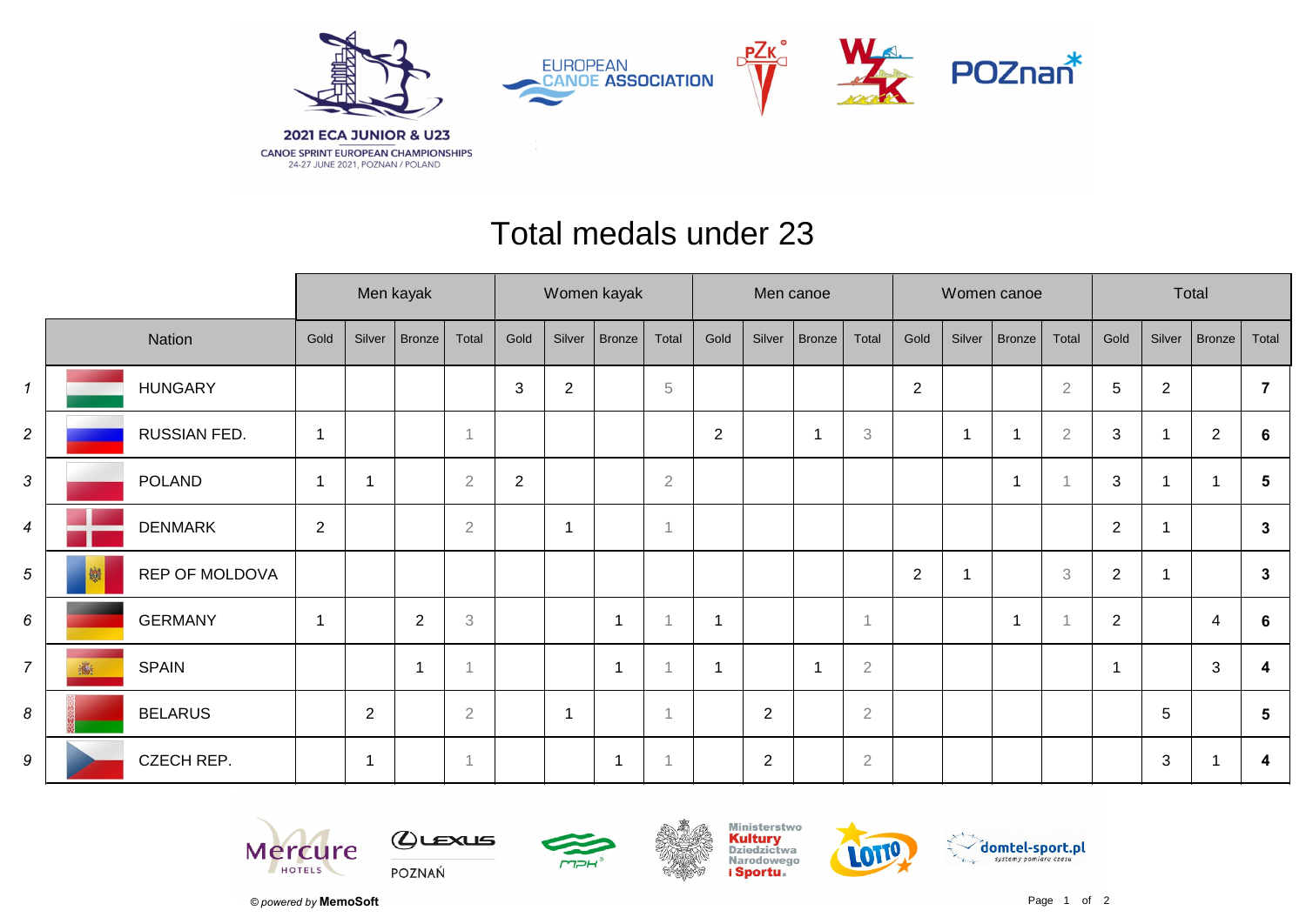2021 ECA JUNIOR & U23
CANOE SPRINT EUROPEAN CHAMPIONSHIPS
24-27 JUNE 2021, POZNAN / POLAND

EUROPEAN CANOE ASSOCIATION

# Total medals under 23

| | Nation | Men kayak | | | | Women kayak | | | | Men canoe | | | | Women canoe | | | | Total | | | |
|---|---|---|---|---|---|---|---|---|---|---|---|---|---|---|---|---|---|---|---|---|---|
| | | Gold | Silver | Bronze | Total | Gold | Silver | Bronze | Total | Gold | Silver | Bronze | Total | Gold | Silver | Bronze | Total | Gold | Silver | Bronze | Total |
| 1 | HUNGARY | | | | | 3 | 2 | | 5 | | | | | 2 | | | 2 | 5 | 2 | | **7** |
| 2 | RUSSIAN FED. | 1 | | | 1 | | | | | 2 | | 1 | 3 | | 1 | 1 | 2 | 3 | 1 | 2 | **6** |
| 3 | POLAND | 1 | 1 | | 2 | 2 | | | 2 | | | | | | | 1 | 1 | 3 | 1 | 1 | **5** |
| 4 | DENMARK | 2 | | | 2 | | 1 | | 1 | | | | | | | | | 2 | 1 | | **3** |
| 5 | REP OF MOLDOVA | | | | | | | | | | | | | 2 | 1 | | 3 | 2 | 1 | | **3** |
| 6 | GERMANY | 1 | | 2 | 3 | | | 1 | 1 | 1 | | | 1 | | | 1 | 1 | 2 | | 4 | **6** |
| 7 | SPAIN | | | 1 | 1 | | | 1 | 1 | 1 | | 1 | 2 | | | | | 1 | | 3 | **4** |
| 8 | BELARUS | | 2 | | 2 | | 1 | | 1 | | 2 | | 2 | | | | | | 5 | | **5** |
| 9 | CZECH REP. | | 1 | | 1 | | | 1 | 1 | | 2 | | 2 | | | | | | 3 | 1 | **4** |

*© powered by* **MemoSoft**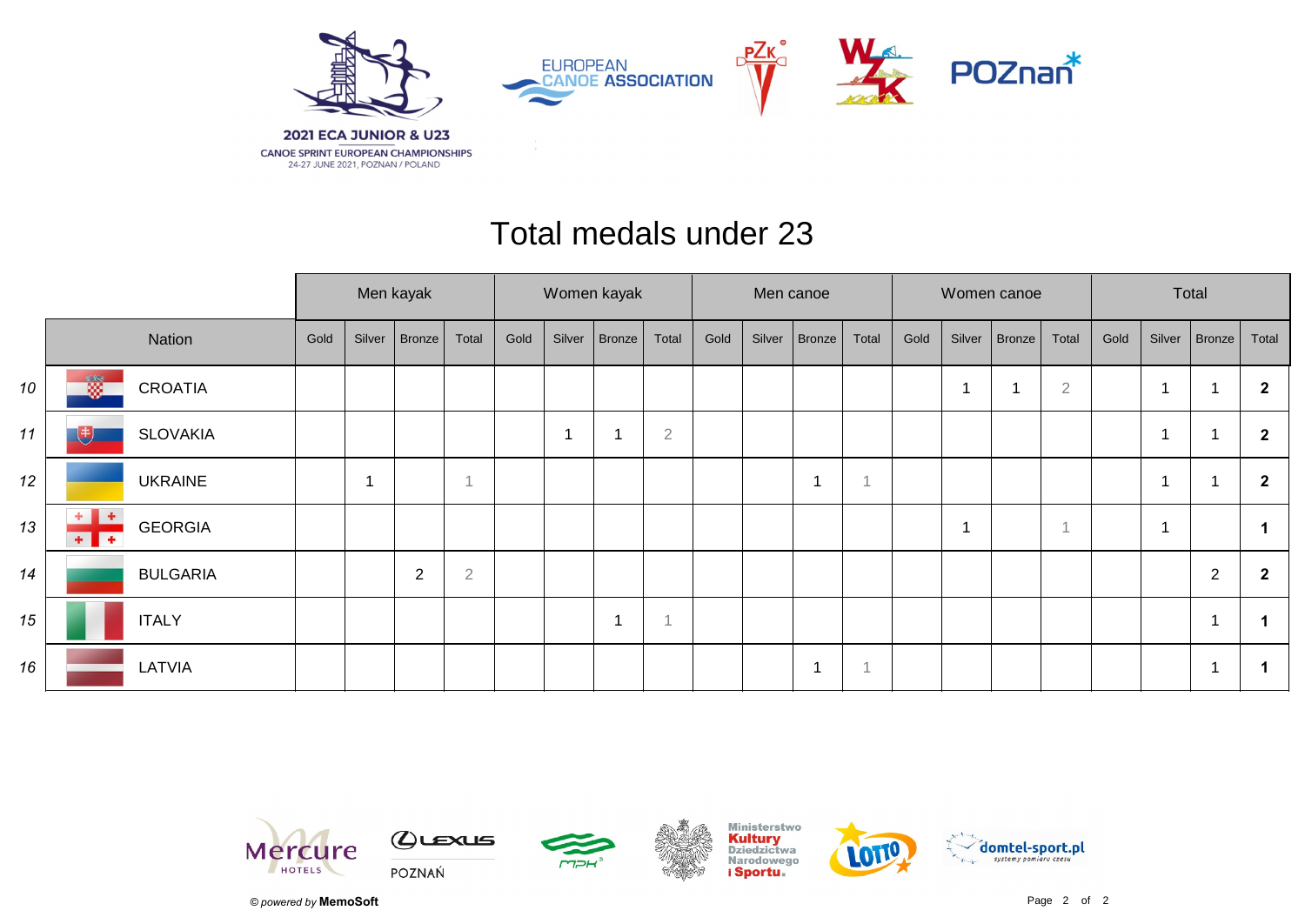2021 ECA JUNIOR & U23

CANOE SPRINT EUROPEAN CHAMPIONSHIPS

24-27 JUNE 2021, POZNAN / POLAND

# Total medals under 23

| | | Men kayak | | | | Women kayak | | | | Men canoe | | | | Women canoe | | | | Total | | | |
|---|---|---|---|---|---|---|---|---|---|---|---|---|---|---|---|---|---|---|---|---|---|
| | Nation | Gold | Silver | Bronze | Total | Gold | Silver | Bronze | Total | Gold | Silver | Bronze | Total | Gold | Silver | Bronze | Total | Gold | Silver | Bronze | Total |
| *10* | CROATIA | | | | | | | | | | | | | | 1 | 1 | 2 | | 1 | 1 | **2** |
| *11* | SLOVAKIA | | | | | | 1 | 1 | 2 | | | | | | | | | | 1 | 1 | **2** |
| *12* | UKRAINE | | 1 | | 1 | | | | | | | 1 | 1 | | | | | | 1 | 1 | **2** |
| *13* | GEORGIA | | | | | | | | | | | | | | 1 | | 1 | | 1 | | **1** |
| *14* | BULGARIA | | | 2 | 2 | | | | | | | | | | | | | | | 2 | **2** |
| *15* | ITALY | | | | | | | 1 | 1 | | | | | | | | | | | 1 | **1** |
| *16* | LATVIA | | | | | | | | | | | 1 | 1 | | | | | | | 1 | **1** |

*© powered by* **MemoSoft**